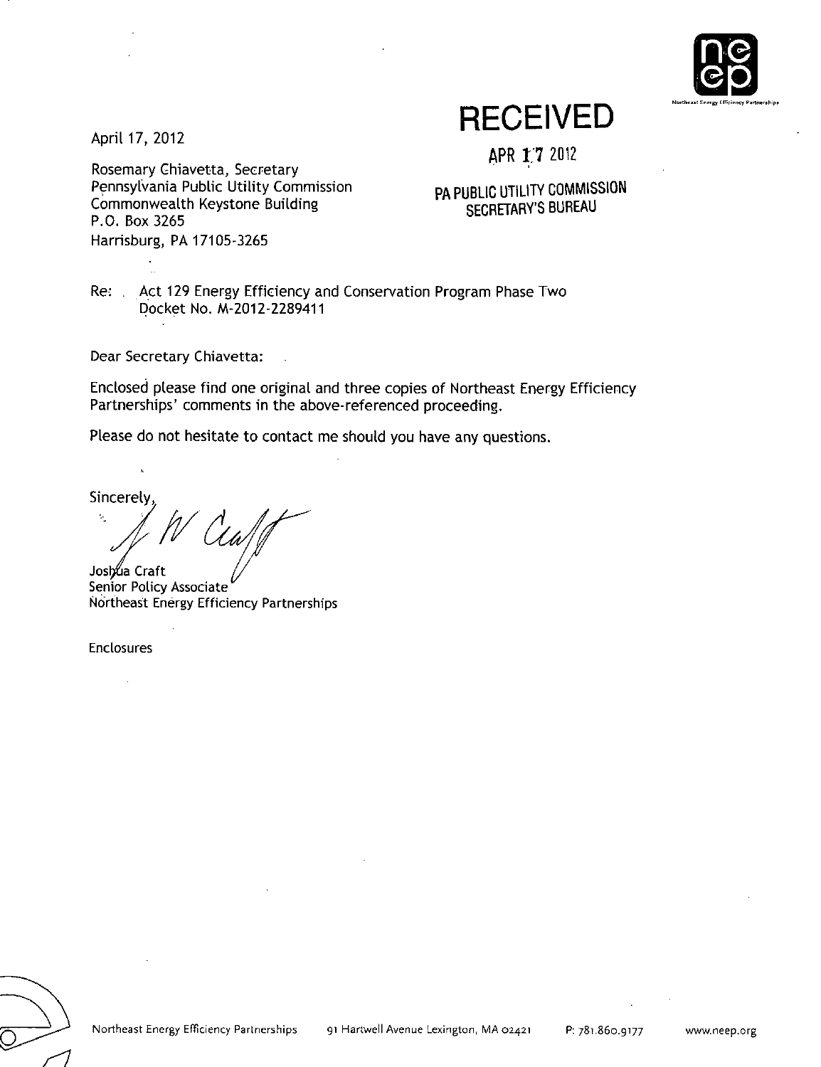**RECEIVED**

**APR 17 2012**

**PA PUBLIC UTILITY COMMISSION SECRETARY'S BUREAU**

April 17, 2012

Rosemary Chiavetta, Secretary
Pennsylvania Public Utility Commission
Commonwealth Keystone Building
P.O. Box 3265
Harrisburg, PA 17105-3265

Re: Act 129 Energy Efficiency and Conservation Program Phase Two
Docket No. M-2012-2289411

Dear Secretary Chiavetta:

Enclosed please find one original and three copies of Northeast Energy Efficiency Partnerships' comments in the above-referenced proceeding.

Please do not hesitate to contact me should you have any questions.

Sincerely,

Joshua Craft
Senior Policy Associate
Northeast Energy Efficiency Partnerships

Enclosures

Northeast Energy Efficiency Partnerships    91 Hartwell Avenue Lexington, MA 02421    P: 781.860.9177    www.neep.org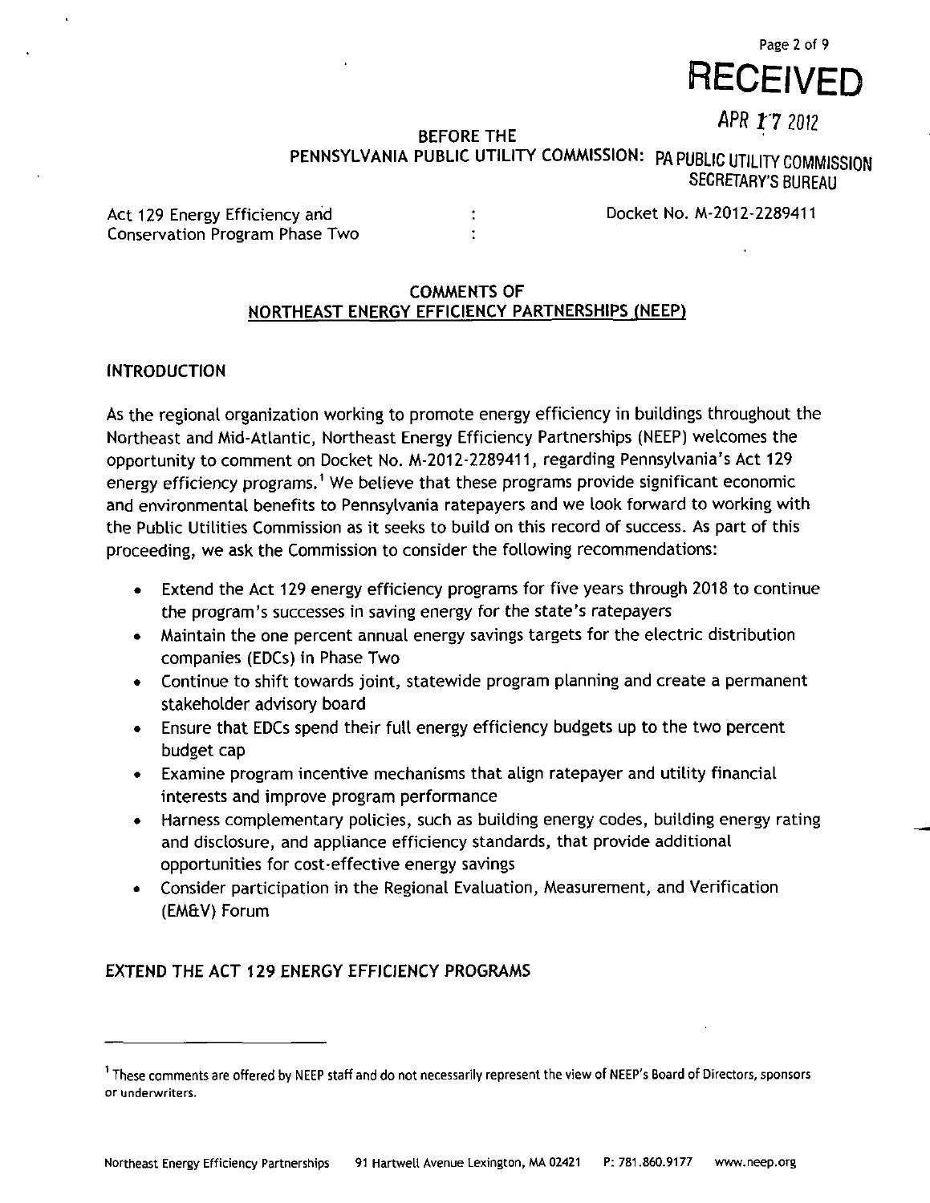RECEIVED

APR 17 2012

PA PUBLIC UTILITY COMMISSION
SECRETARY'S BUREAU

BEFORE THE
PENNSYLVANIA PUBLIC UTILITY COMMISSION:

Act 129 Energy Efficiency and Conservation Program Phase Two : Docket No. M-2012-2289411

## COMMENTS OF NORTHEAST ENERGY EFFICIENCY PARTNERSHIPS (NEEP)

### INTRODUCTION

As the regional organization working to promote energy efficiency in buildings throughout the Northeast and Mid-Atlantic, Northeast Energy Efficiency Partnerships (NEEP) welcomes the opportunity to comment on Docket No. M-2012-2289411, regarding Pennsylvania's Act 129 energy efficiency programs.[1] We believe that these programs provide significant economic and environmental benefits to Pennsylvania ratepayers and we look forward to working with the Public Utilities Commission as it seeks to build on this record of success. As part of this proceeding, we ask the Commission to consider the following recommendations:

- Extend the Act 129 energy efficiency programs for five years through 2018 to continue the program's successes in saving energy for the state's ratepayers
- Maintain the one percent annual energy savings targets for the electric distribution companies (EDCs) in Phase Two
- Continue to shift towards joint, statewide program planning and create a permanent stakeholder advisory board
- Ensure that EDCs spend their full energy efficiency budgets up to the two percent budget cap
- Examine program incentive mechanisms that align ratepayer and utility financial interests and improve program performance
- Harness complementary policies, such as building energy codes, building energy rating and disclosure, and appliance efficiency standards, that provide additional opportunities for cost-effective energy savings
- Consider participation in the Regional Evaluation, Measurement, and Verification (EM&V) Forum

### EXTEND THE ACT 129 ENERGY EFFICIENCY PROGRAMS

[1] These comments are offered by NEEP staff and do not necessarily represent the view of NEEP's Board of Directors, sponsors or underwriters.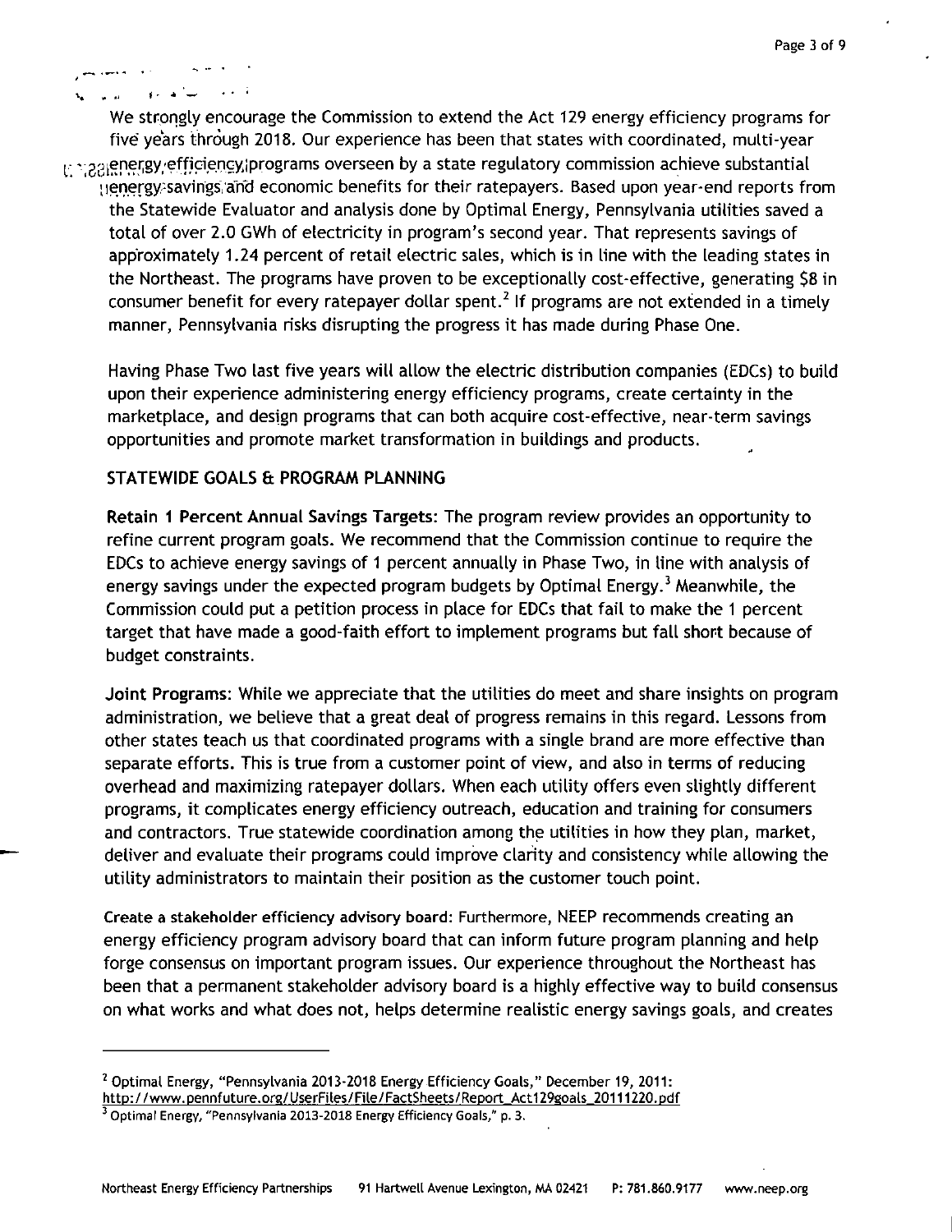We strongly encourage the Commission to extend the Act 129 energy efficiency programs for five years through 2018. Our experience has been that states with coordinated, multi-year energy efficiency programs overseen by a state regulatory commission achieve substantial energy savings and economic benefits for their ratepayers. Based upon year-end reports from the Statewide Evaluator and analysis done by Optimal Energy, Pennsylvania utilities saved a total of over 2.0 GWh of electricity in program's second year. That represents savings of approximately 1.24 percent of retail electric sales, which is in line with the leading states in the Northeast. The programs have proven to be exceptionally cost-effective, generating $8 in consumer benefit for every ratepayer dollar spent.[2] If programs are not extended in a timely manner, Pennsylvania risks disrupting the progress it has made during Phase One.

Having Phase Two last five years will allow the electric distribution companies (EDCs) to build upon their experience administering energy efficiency programs, create certainty in the marketplace, and design programs that can both acquire cost-effective, near-term savings opportunities and promote market transformation in buildings and products.

## STATEWIDE GOALS & PROGRAM PLANNING

**Retain 1 Percent Annual Savings Targets:** The program review provides an opportunity to refine current program goals. We recommend that the Commission continue to require the EDCs to achieve energy savings of 1 percent annually in Phase Two, in line with analysis of energy savings under the expected program budgets by Optimal Energy.[3] Meanwhile, the Commission could put a petition process in place for EDCs that fail to make the 1 percent target that have made a good-faith effort to implement programs but fall short because of budget constraints.

**Joint Programs:** While we appreciate that the utilities do meet and share insights on program administration, we believe that a great deal of progress remains in this regard. Lessons from other states teach us that coordinated programs with a single brand are more effective than separate efforts. This is true from a customer point of view, and also in terms of reducing overhead and maximizing ratepayer dollars. When each utility offers even slightly different programs, it complicates energy efficiency outreach, education and training for consumers and contractors. True statewide coordination among the utilities in how they plan, market, deliver and evaluate their programs could improve clarity and consistency while allowing the utility administrators to maintain their position as the customer touch point.

**Create a stakeholder efficiency advisory board:** Furthermore, NEEP recommends creating an energy efficiency program advisory board that can inform future program planning and help forge consensus on important program issues. Our experience throughout the Northeast has been that a permanent stakeholder advisory board is a highly effective way to build consensus on what works and what does not, helps determine realistic energy savings goals, and creates

---

[2] Optimal Energy, "Pennsylvania 2013-2018 Energy Efficiency Goals," December 19, 2011: http://www.pennfuture.org/UserFiles/File/FactSheets/Report_Act129goals_20111220.pdf

[3] Optimal Energy, "Pennsylvania 2013-2018 Energy Efficiency Goals," p. 3.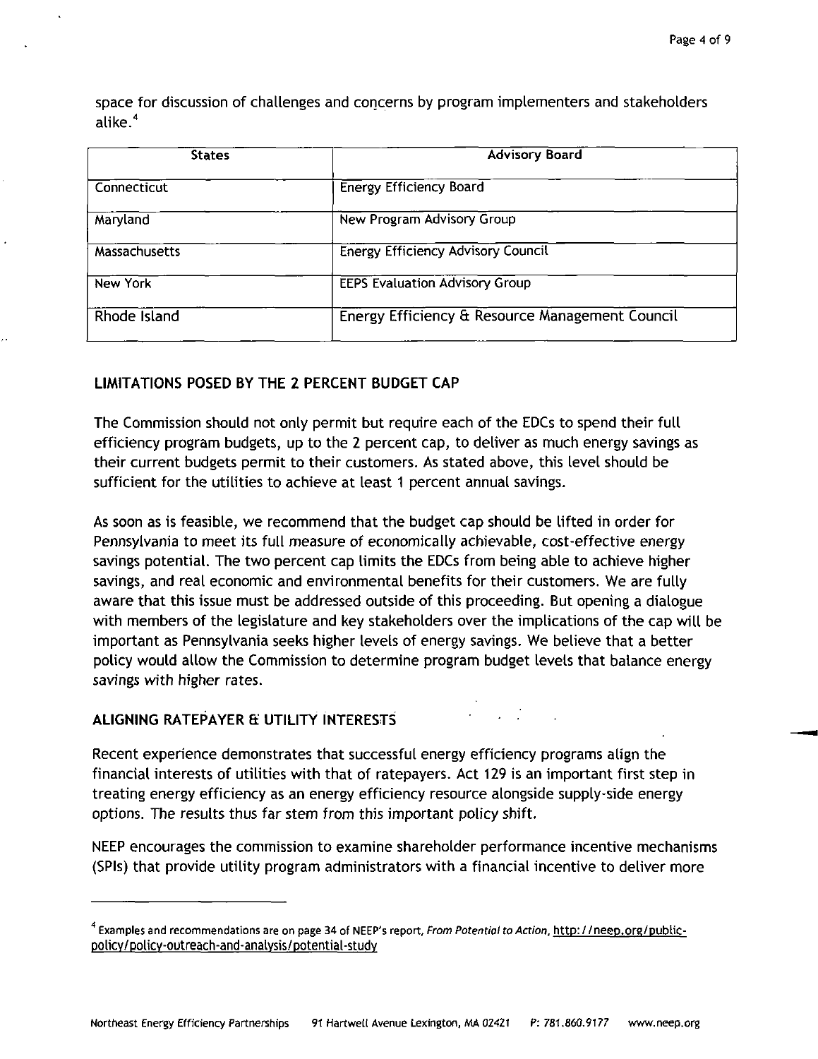space for discussion of challenges and concerns by program implementers and stakeholders alike.[4]

| States | Advisory Board |
|---|---|
| Connecticut | Energy Efficiency Board |
| Maryland | New Program Advisory Group |
| Massachusetts | Energy Efficiency Advisory Council |
| New York | EEPS Evaluation Advisory Group |
| Rhode Island | Energy Efficiency & Resource Management Council |

## LIMITATIONS POSED BY THE 2 PERCENT BUDGET CAP

The Commission should not only permit but require each of the EDCs to spend their full efficiency program budgets, up to the 2 percent cap, to deliver as much energy savings as their current budgets permit to their customers. As stated above, this level should be sufficient for the utilities to achieve at least 1 percent annual savings.

As soon as is feasible, we recommend that the budget cap should be lifted in order for Pennsylvania to meet its full measure of economically achievable, cost-effective energy savings potential. The two percent cap limits the EDCs from being able to achieve higher savings, and real economic and environmental benefits for their customers. We are fully aware that this issue must be addressed outside of this proceeding. But opening a dialogue with members of the legislature and key stakeholders over the implications of the cap will be important as Pennsylvania seeks higher levels of energy savings. We believe that a better policy would allow the Commission to determine program budget levels that balance energy savings with higher rates.

## ALIGNING RATEPAYER & UTILITY INTERESTS

Recent experience demonstrates that successful energy efficiency programs align the financial interests of utilities with that of ratepayers. Act 129 is an important first step in treating energy efficiency as an energy efficiency resource alongside supply-side energy options. The results thus far stem from this important policy shift.

NEEP encourages the commission to examine shareholder performance incentive mechanisms (SPIs) that provide utility program administrators with a financial incentive to deliver more

---

[4] Examples and recommendations are on page 34 of NEEP's report, *From Potential to Action*, http://neep.org/public-policy/policy-outreach-and-analysis/potential-study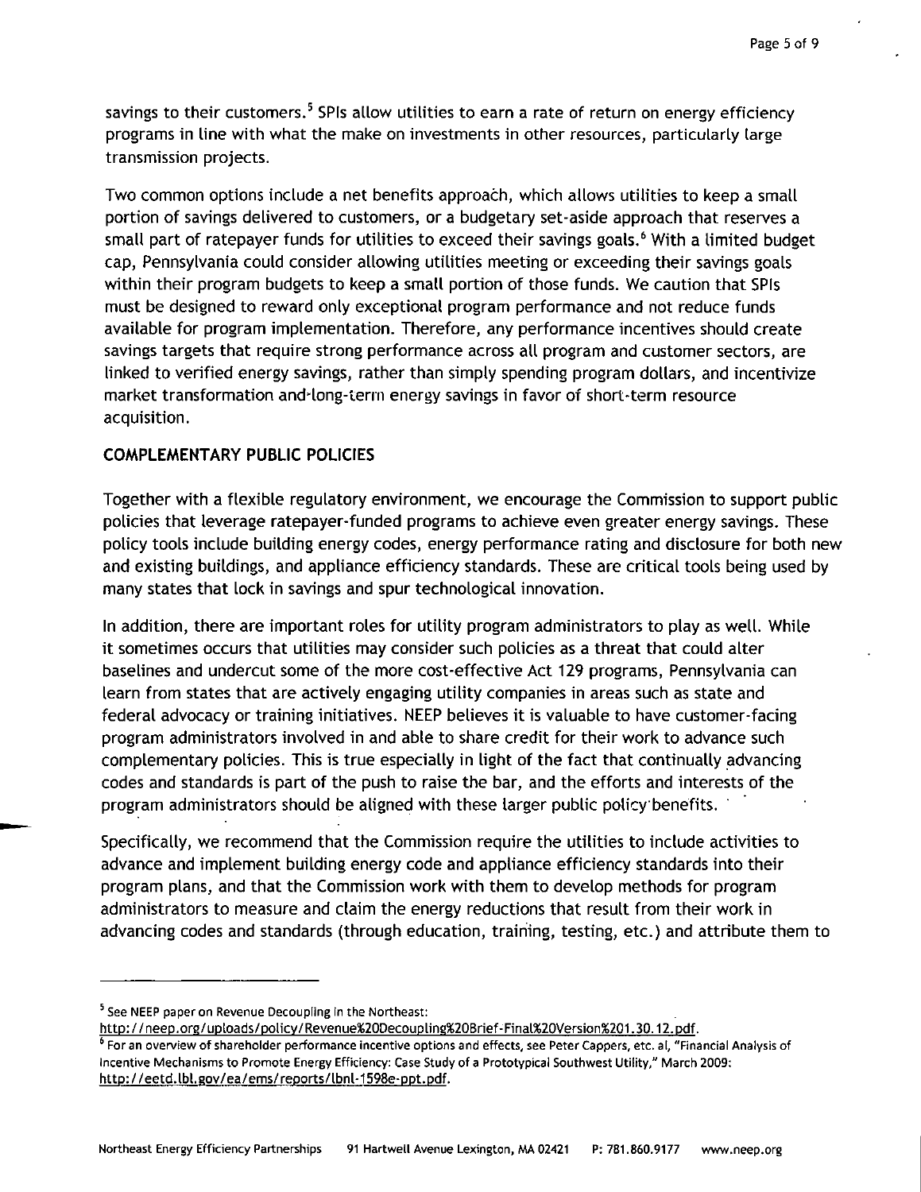savings to their customers.[5] SPIs allow utilities to earn a rate of return on energy efficiency programs in line with what the make on investments in other resources, particularly large transmission projects.

Two common options include a net benefits approach, which allows utilities to keep a small portion of savings delivered to customers, or a budgetary set-aside approach that reserves a small part of ratepayer funds for utilities to exceed their savings goals.[6] With a limited budget cap, Pennsylvania could consider allowing utilities meeting or exceeding their savings goals within their program budgets to keep a small portion of those funds. We caution that SPIs must be designed to reward only exceptional program performance and not reduce funds available for program implementation. Therefore, any performance incentives should create savings targets that require strong performance across all program and customer sectors, are linked to verified energy savings, rather than simply spending program dollars, and incentivize market transformation and long-term energy savings in favor of short-term resource acquisition.

**COMPLEMENTARY PUBLIC POLICIES**

Together with a flexible regulatory environment, we encourage the Commission to support public policies that leverage ratepayer-funded programs to achieve even greater energy savings. These policy tools include building energy codes, energy performance rating and disclosure for both new and existing buildings, and appliance efficiency standards. These are critical tools being used by many states that lock in savings and spur technological innovation.

In addition, there are important roles for utility program administrators to play as well. While it sometimes occurs that utilities may consider such policies as a threat that could alter baselines and undercut some of the more cost-effective Act 129 programs, Pennsylvania can learn from states that are actively engaging utility companies in areas such as state and federal advocacy or training initiatives. NEEP believes it is valuable to have customer-facing program administrators involved in and able to share credit for their work to advance such complementary policies. This is true especially in light of the fact that continually advancing codes and standards is part of the push to raise the bar, and the efforts and interests of the program administrators should be aligned with these larger public policy benefits.

Specifically, we recommend that the Commission require the utilities to include activities to advance and implement building energy code and appliance efficiency standards into their program plans, and that the Commission work with them to develop methods for program administrators to measure and claim the energy reductions that result from their work in advancing codes and standards (through education, training, testing, etc.) and attribute them to

---

[5] See NEEP paper on Revenue Decoupling in the Northeast: http://neep.org/uploads/policy/Revenue%20Decoupling%20Brief-Final%20Version%201.30.12.pdf.

[6] For an overview of shareholder performance incentive options and effects, see Peter Cappers, etc. al, "Financial Analysis of Incentive Mechanisms to Promote Energy Efficiency: Case Study of a Prototypical Southwest Utility," March 2009: http://eetd.lbl.gov/ea/ems/reports/lbnl-1598e-ppt.pdf.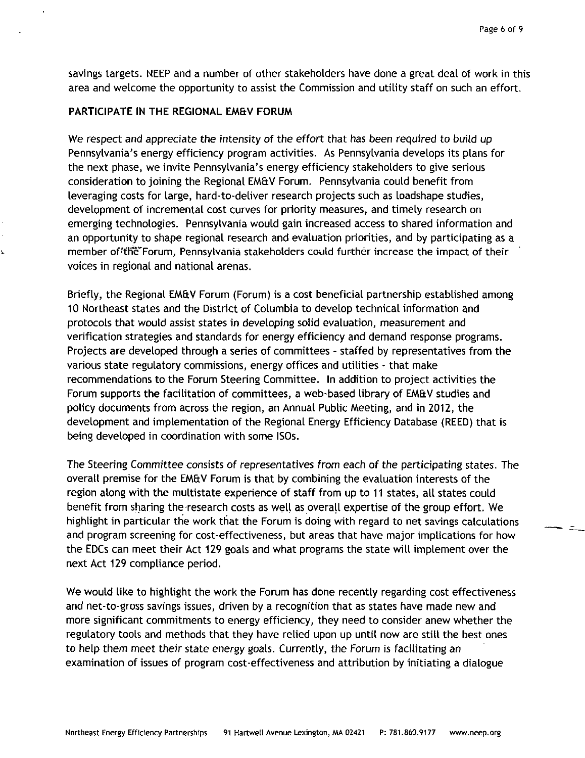savings targets. NEEP and a number of other stakeholders have done a great deal of work in this area and welcome the opportunity to assist the Commission and utility staff on such an effort.

**PARTICIPATE IN THE REGIONAL EM&V FORUM**

We respect and appreciate the intensity of the effort that has been required to build up Pennsylvania's energy efficiency program activities. As Pennsylvania develops its plans for the next phase, we invite Pennsylvania's energy efficiency stakeholders to give serious consideration to joining the Regional EM&V Forum. Pennsylvania could benefit from leveraging costs for large, hard-to-deliver research projects such as loadshape studies, development of incremental cost curves for priority measures, and timely research on emerging technologies. Pennsylvania would gain increased access to shared information and an opportunity to shape regional research and evaluation priorities, and by participating as a member of the Forum, Pennsylvania stakeholders could further increase the impact of their voices in regional and national arenas.

Briefly, the Regional EM&V Forum (Forum) is a cost beneficial partnership established among 10 Northeast states and the District of Columbia to develop technical information and protocols that would assist states in developing solid evaluation, measurement and verification strategies and standards for energy efficiency and demand response programs. Projects are developed through a series of committees - staffed by representatives from the various state regulatory commissions, energy offices and utilities - that make recommendations to the Forum Steering Committee. In addition to project activities the Forum supports the facilitation of committees, a web-based library of EM&V studies and policy documents from across the region, an Annual Public Meeting, and in 2012, the development and implementation of the Regional Energy Efficiency Database (REED) that is being developed in coordination with some ISOs.

The Steering Committee consists of representatives from each of the participating states. The overall premise for the EM&V Forum is that by combining the evaluation interests of the region along with the multistate experience of staff from up to 11 states, all states could benefit from sharing the research costs as well as overall expertise of the group effort. We highlight in particular the work that the Forum is doing with regard to net savings calculations and program screening for cost-effectiveness, but areas that have major implications for how the EDCs can meet their Act 129 goals and what programs the state will implement over the next Act 129 compliance period.

We would like to highlight the work the Forum has done recently regarding cost effectiveness and net-to-gross savings issues, driven by a recognition that as states have made new and more significant commitments to energy efficiency, they need to consider anew whether the regulatory tools and methods that they have relied upon up until now are still the best ones to help them meet their state energy goals. Currently, the Forum is facilitating an examination of issues of program cost-effectiveness and attribution by initiating a dialogue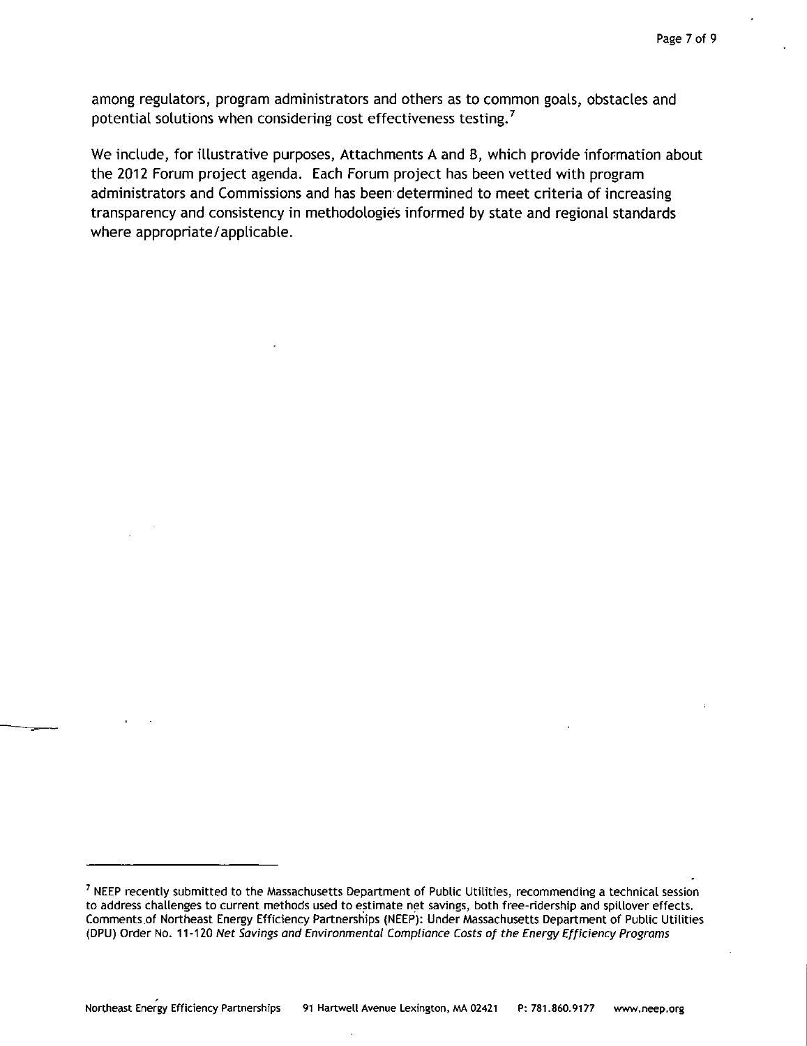among regulators, program administrators and others as to common goals, obstacles and potential solutions when considering cost effectiveness testing.[7]

We include, for illustrative purposes, Attachments A and B, which provide information about the 2012 Forum project agenda. Each Forum project has been vetted with program administrators and Commissions and has been determined to meet criteria of increasing transparency and consistency in methodologies informed by state and regional standards where appropriate/applicable.

---

[7] NEEP recently submitted to the Massachusetts Department of Public Utilities, recommending a technical session to address challenges to current methods used to estimate net savings, both free-ridership and spillover effects. Comments of Northeast Energy Efficiency Partnerships (NEEP): Under Massachusetts Department of Public Utilities (DPU) Order No. 11-120 *Net Savings and Environmental Compliance Costs of the Energy Efficiency Programs*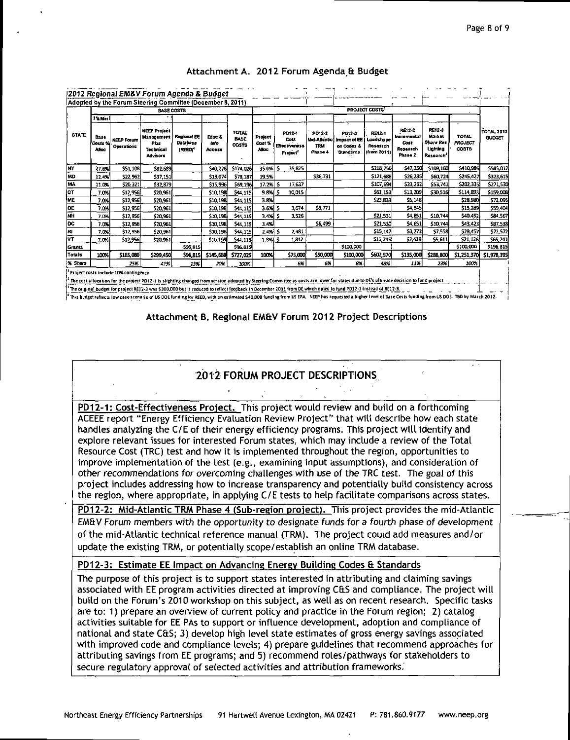## Attachment A. 2012 Forum Agenda & Budget

**2012 Regional EM&V Forum Agenda & Budget**

Adopted by the Forum Steering Committee (December 8, 2011)

| STATE | BASE COSTS | | | | | | PROJECT COSTS[1] | | | | | | | | | TOTAL 2012 BUDGET |
|---|---|---|---|---|---|---|---|---|---|---|---|---|---|---|---|---|
| | 7% Min Base Costs % Alloc | NEEP Forum Operations | NEEP Project Management Plus Technical Advisors | Regional EE Database (REED)[4] | Educ & Info Access | TOTAL BASE COSTS | Project Cost % Alloc | PD12-1 Cost Effectiveness Project[2] | PD12-2 Mid-Atlantic TRM Phase 4 | PD12-3 Impact of EE on Codes & Standards | RE12-1 Loadshape Research (from 2011) | RE12-2 Incremental Cost Research Phase 2 | RE12-3 Market Share Res Lighting Research[3] | TOTAL PROJECT COSTS | |
| NY | 27.6% | $51,108 | $82,689 | | $40,228 | $174,026 | 35.0% | $ 35,825 | | | $218,750 | $47,250 | $109,160 | $410,986 | $585,012 |
| MD | 12.4% | $22,962 | $37,151 | | $18,074 | $78,187 | 19.5% | | $36,731 | | $121,688 | $26,285 | $60,724 | $245,427 | $323,615 |
| MA | 11.0% | $20,321 | $32,879 | | $15,996 | $69,196 | 17.2% | $ 17,637 | | | $107,694 | $23,262 | $53,741 | $202,335 | $271,530 |
| CT | 7.0% | $12,956 | $20,961 | | $10,198 | $44,115 | 9.8% | $ 10,015 | | | $61,153 | $13,209 | $30,516 | $114,893 | $159,008 |
| ME | 7.0% | $12,956 | $20,961 | | $10,198 | $44,115 | 3.8% | | | | $23,833 | $5,148 | | $28,980 | $73,095 |
| DE | 7.0% | $12,956 | $20,961 | | $10,198 | $44,115 | 3.6% | $ 3,674 | $6,771 | | | $4,845 | | $15,289 | $59,404 |
| NH | 7.0% | $12,956 | $20,961 | | $10,198 | $44,115 | 3.4% | $ 3,526 | | | $21,531 | $4,651 | $10,744 | $40,452 | $84,567 |
| DC | 7.0% | $12,956 | $20,961 | | $10,198 | $44,115 | 3.4% | | $6,499 | | $21,530 | $4,651 | $10,744 | $43,423 | $87,538 |
| RI | 7.0% | $12,956 | $20,961 | | $10,198 | $44,115 | 2.4% | $ 2,481 | | | $15,147 | $3,272 | $7,558 | $28,457 | $72,572 |
| VT | 7.0% | $12,956 | $20,961 | | $10,198 | $44,115 | 1.8% | $ 1,842 | | | $11,245 | $2,429 | $5,611 | $21,126 | $65,241 |
| Grants | | | | $96,815 | | $96,815 | | | | $100,000 | | | | $100,000 | $196,815 |
| Totals | 100% | $185,080 | $299,450 | $96,815 | $145,680 | $727,025 | 100% | $75,000 | $50,000 | $100,000 | $602,570 | $135,000 | $288,800 | $1,251,370 | $1,978,395 |
| % Share | | 25% | 41% | 13% | 20% | 100% | | 6% | 6% | 8% | 48% | 11% | 23% | 100% | |

[1] Project costs include 10% contingency

[2] The cost allocation for the project PD12-1 is slighting changed from version adopted by Steering Committee as costs are lower for states due to DE's ultimate decision to fund project

[3] The original budget for project RE12-3 was $300,000 but is reduced to reflect feedback in December 2011 from DE which opted to fund PD12-1 instead of RE12-3.

[4] This budget reflects low case scenario of US DOE funding for REED, with an estimated $40,000 funding from US EPA. NEEP has requested a higher level of Base Costs funding from US DOE. TBD by March 2012.

## Attachment B. Regional EM&V Forum 2012 Project Descriptions

### 2012 FORUM PROJECT DESCRIPTIONS

**PD12-1: Cost-Effectiveness Project.** This project would review and build on a forthcoming ACEEE report "Energy Efficiency Evaluation Review Project" that will describe how each state handles analyzing the C/E of their energy efficiency programs. This project will identify and explore relevant issues for interested Forum states, which may include a review of the Total Resource Cost (TRC) test and how it is implemented throughout the region, opportunities to improve implementation of the test (e.g., examining input assumptions), and consideration of other recommendations for overcoming challenges with use of the TRC test. The goal of this project includes addressing how to increase transparency and potentially build consistency across the region, where appropriate, in applying C/E tests to help facilitate comparisons across states.

**PD12-2: Mid-Atlantic TRM Phase 4 (Sub-region project).** This project provides the mid-Atlantic EM&V Forum members with the opportunity to designate funds for a fourth phase of development of the mid-Atlantic technical reference manual (TRM). The project could add measures and/or update the existing TRM, or potentially scope/establish an online TRM database.

**PD12-3: Estimate EE Impact on Advancing Energy Building Codes & Standards**

The purpose of this project is to support states interested in attributing and claiming savings associated with EE program activities directed at improving C&S and compliance. The project will build on the Forum's 2010 workshop on this subject, as well as on recent research. Specific tasks are to: 1) prepare an overview of current policy and practice in the Forum region; 2) catalog activities suitable for EE PAs to support or influence development, adoption and compliance of national and state C&S; 3) develop high level state estimates of gross energy savings associated with improved code and compliance levels; 4) prepare guidelines that recommend approaches for attributing savings from EE programs; and 5) recommend roles/pathways for stakeholders to secure regulatory approval of selected activities and attribution frameworks.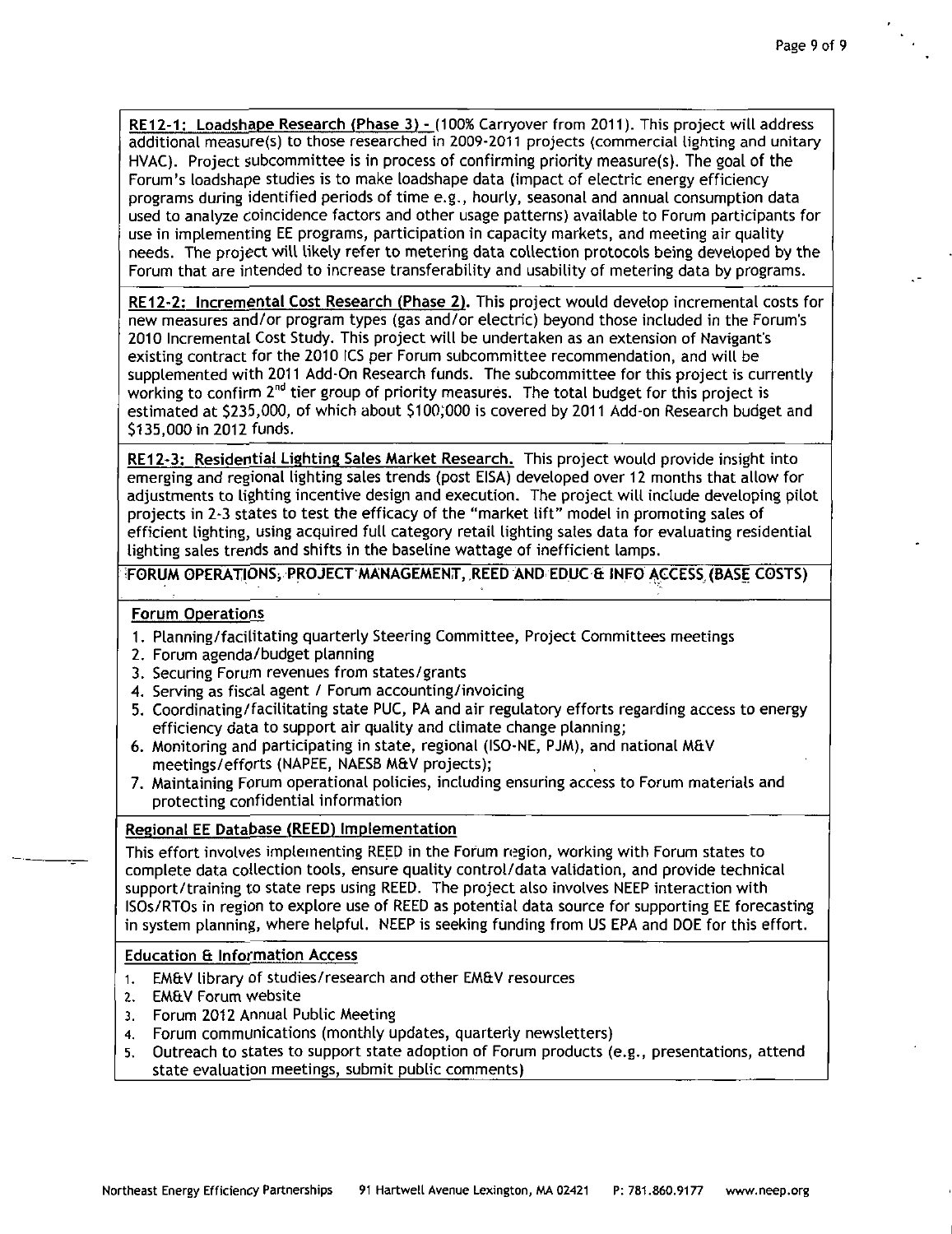**RE12-1: Loadshape Research (Phase 3)** - (100% Carryover from 2011). This project will address additional measure(s) to those researched in 2009-2011 projects (commercial lighting and unitary HVAC). Project subcommittee is in process of confirming priority measure(s). The goal of the Forum's loadshape studies is to make loadshape data (impact of electric energy efficiency programs during identified periods of time e.g., hourly, seasonal and annual consumption data used to analyze coincidence factors and other usage patterns) available to Forum participants for use in implementing EE programs, participation in capacity markets, and meeting air quality needs. The project will likely refer to metering data collection protocols being developed by the Forum that are intended to increase transferability and usability of metering data by programs.

**RE12-2: Incremental Cost Research (Phase 2).** This project would develop incremental costs for new measures and/or program types (gas and/or electric) beyond those included in the Forum's 2010 Incremental Cost Study. This project will be undertaken as an extension of Navigant's existing contract for the 2010 ICS per Forum subcommittee recommendation, and will be supplemented with 2011 Add-On Research funds. The subcommittee for this project is currently working to confirm 2nd tier group of priority measures. The total budget for this project is estimated at $235,000, of which about $100,000 is covered by 2011 Add-on Research budget and $135,000 in 2012 funds.

**RE12-3: Residential Lighting Sales Market Research.** This project would provide insight into emerging and regional lighting sales trends (post EISA) developed over 12 months that allow for adjustments to lighting incentive design and execution. The project will include developing pilot projects in 2-3 states to test the efficacy of the "market lift" model in promoting sales of efficient lighting, using acquired full category retail lighting sales data for evaluating residential lighting sales trends and shifts in the baseline wattage of inefficient lamps.

## FORUM OPERATIONS, PROJECT MANAGEMENT, REED AND EDUC & INFO ACCESS (BASE COSTS)

### Forum Operations

1. Planning/facilitating quarterly Steering Committee, Project Committees meetings
2. Forum agenda/budget planning
3. Securing Forum revenues from states/grants
4. Serving as fiscal agent / Forum accounting/invoicing
5. Coordinating/facilitating state PUC, PA and air regulatory efforts regarding access to energy efficiency data to support air quality and climate change planning;
6. Monitoring and participating in state, regional (ISO-NE, PJM), and national M&V meetings/efforts (NAPEE, NAESB M&V projects);
7. Maintaining Forum operational policies, including ensuring access to Forum materials and protecting confidential information

### Regional EE Database (REED) Implementation

This effort involves implementing REED in the Forum region, working with Forum states to complete data collection tools, ensure quality control/data validation, and provide technical support/training to state reps using REED. The project also involves NEEP interaction with ISOs/RTOs in region to explore use of REED as potential data source for supporting EE forecasting in system planning, where helpful. NEEP is seeking funding from US EPA and DOE for this effort.

### Education & Information Access

1. EM&V library of studies/research and other EM&V resources
2. EM&V Forum website
3. Forum 2012 Annual Public Meeting
4. Forum communications (monthly updates, quarterly newsletters)
5. Outreach to states to support state adoption of Forum products (e.g., presentations, attend state evaluation meetings, submit public comments)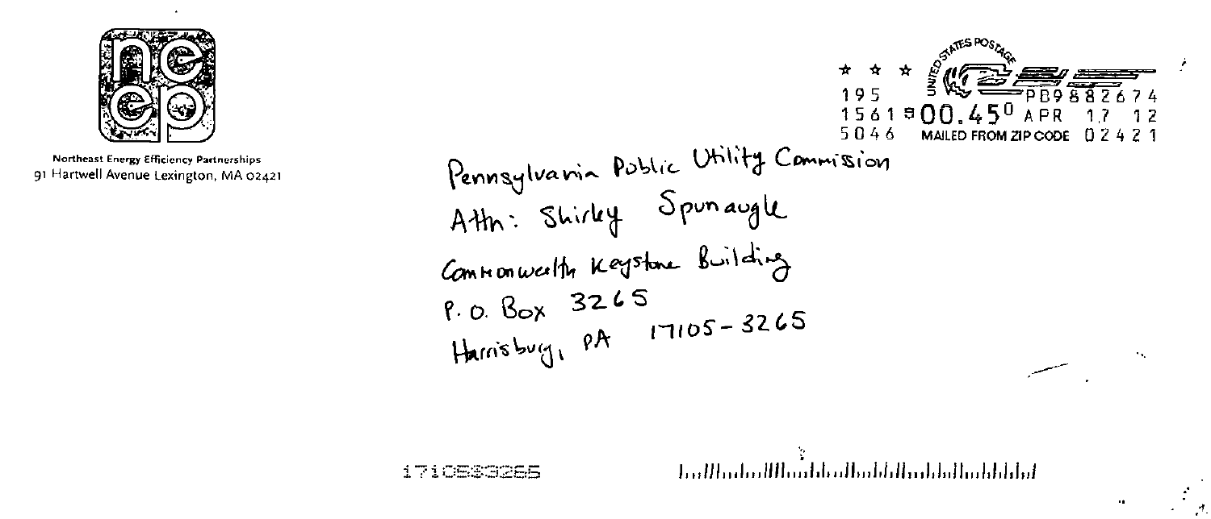Northeast Energy Efficiency Partnerships
91 Hartwell Avenue Lexington, MA 02421

UNITED STATES POSTAGE
195
1561
5046
PB9882674
$00.45^0 APR 17 12
MAILED FROM ZIP CODE 02421

Pennsylvania Public Utility Commission
Attn: Shirley Spunaugle
Commonwealth Keystone Building
P.O. Box 3265
Harrisburg, PA 17105-3265

17105S3265